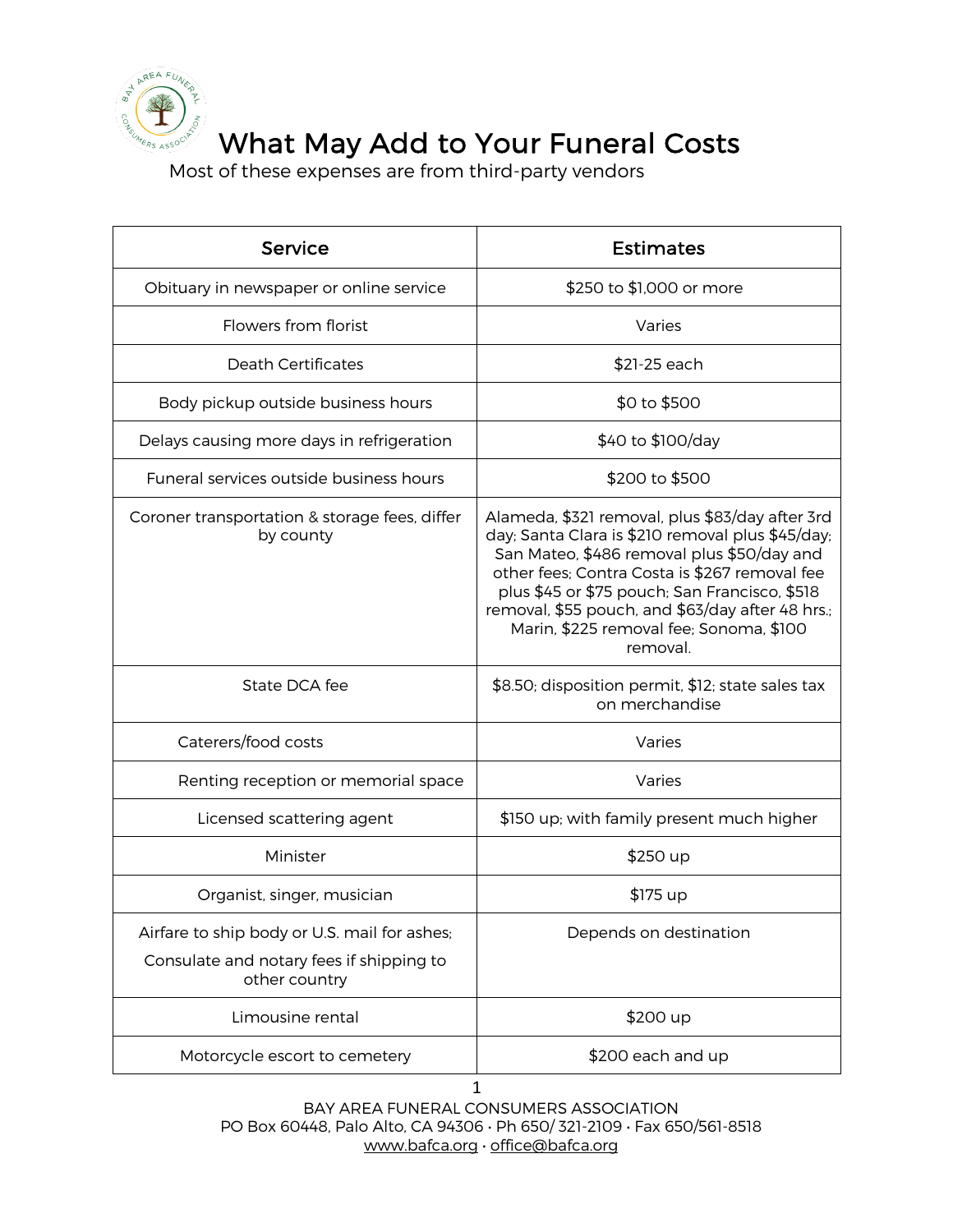# What May Add to Your Funeral Costs

Most of these expenses are from third-party vendors

| Service | Estimates |
|---|---|
| Obituary in newspaper or online service | $250 to $1,000 or more |
| Flowers from florist | Varies |
| Death Certificates | $21-25 each |
| Body pickup outside business hours | $0 to $500 |
| Delays causing more days in refrigeration | $40 to $100/day |
| Funeral services outside business hours | $200 to $500 |
| Coroner transportation & storage fees, differ by county | Alameda, $321 removal, plus $83/day after 3rd day; Santa Clara is $210 removal plus $45/day; San Mateo, $486 removal plus $50/day and other fees; Contra Costa is $267 removal fee plus $45 or $75 pouch; San Francisco, $518 removal, $55 pouch, and $63/day after 48 hrs.; Marin, $225 removal fee; Sonoma, $100 removal. |
| State DCA fee | $8.50; disposition permit, $12; state sales tax on merchandise |
| Caterers/food costs | Varies |
| Renting reception or memorial space | Varies |
| Licensed scattering agent | $150 up; with family present much higher |
| Minister | $250 up |
| Organist, singer, musician | $175 up |
| Airfare to ship body or U.S. mail for ashes; Consulate and notary fees if shipping to other country | Depends on destination |
| Limousine rental | $200 up |
| Motorcycle escort to cemetery | $200 each and up |

BAY AREA FUNERAL CONSUMERS ASSOCIATION
PO Box 60448, Palo Alto, CA 94306 • Ph 650/ 321-2109 • Fax 650/561-8518
www.bafca.org • office@bafca.org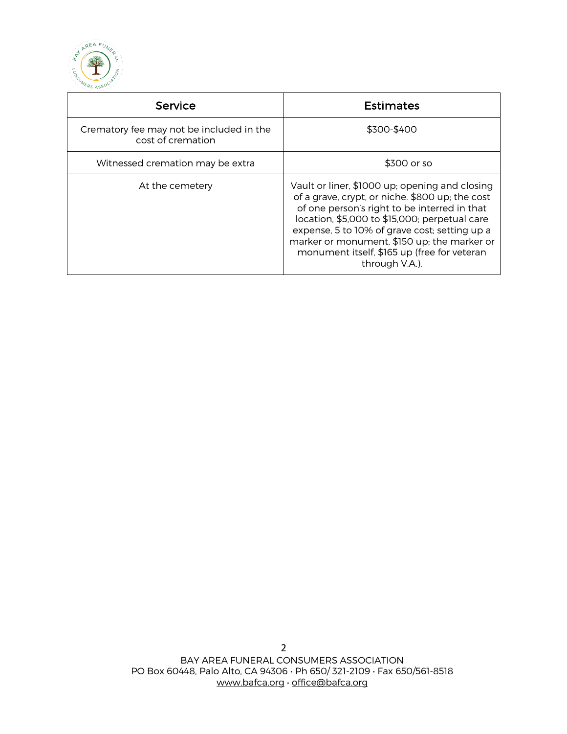| Service | Estimates |
| --- | --- |
| Crematory fee may not be included in the cost of cremation | $300-$400 |
| Witnessed cremation may be extra | $300 or so |
| At the cemetery | Vault or liner, $1000 up; opening and closing of a grave, crypt, or niche. $800 up; the cost of one person's right to be interred in that location, $5,000 to $15,000; perpetual care expense, 5 to 10% of grave cost; setting up a marker or monument, $150 up; the marker or monument itself, $165 up (free for veteran through V.A.). |

BAY AREA FUNERAL CONSUMERS ASSOCIATION
PO Box 60448, Palo Alto, CA 94306 • Ph 650/ 321-2109 • Fax 650/561-8518
www.bafca.org • office@bafca.org